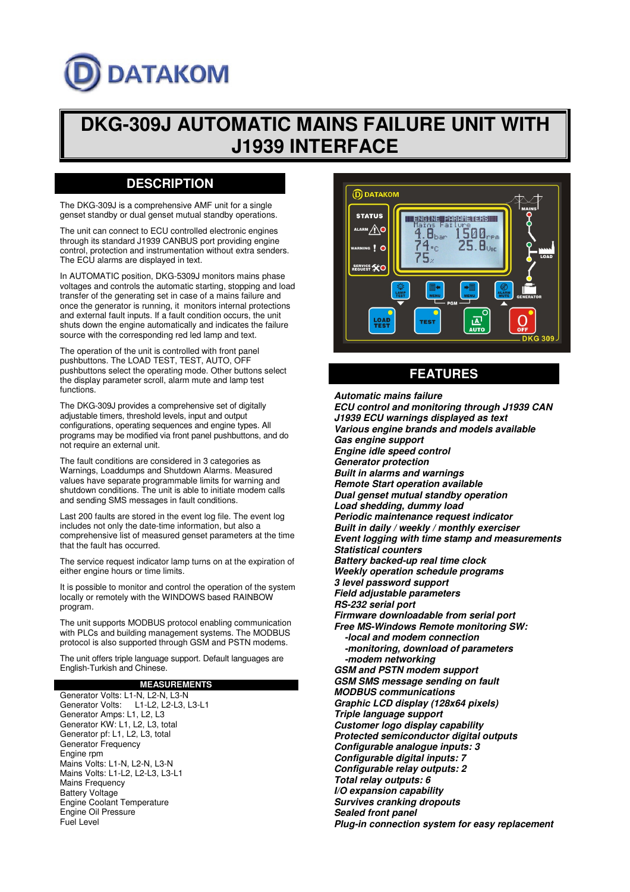# DATAKOM

# DKG-309J AUTOMATIC MAINS FAILURE UNIT WITH J1939 INTERFACE

## DESCRIPTION

The DKG-309J is a comprehensive AMF unit for a single genset standby or dual genset mutual standby operations.

The unit can connect to ECU controlled electronic engines through its standard J1939 CANBUS port providing engine control, protection and instrumentation without extra senders. The ECU alarms are displayed in text.

In AUTOMATIC position, DKG-5309J monitors mains phase voltages and controls the automatic starting, stopping and load transfer of the generating set in case of a mains failure and once the generator is running, it monitors internal protections and external fault inputs. If a fault condition occurs, the unit shuts down the engine automatically and indicates the failure source with the corresponding red led lamp and text.

The operation of the unit is controlled with front panel pushbuttons. The LOAD TEST, TEST, AUTO, OFF pushbuttons select the operating mode. Other buttons select the display parameter scroll, alarm mute and lamp test functions.

The DKG-309J provides a comprehensive set of digitally adjustable timers, threshold levels, input and output configurations, operating sequences and engine types. All programs may be modified via front panel pushbuttons, and do not require an external unit.

The fault conditions are considered in 3 categories as Warnings, Loaddumps and Shutdown Alarms. Measured values have separate programmable limits for warning and shutdown conditions. The unit is able to initiate modem calls and sending SMS messages in fault conditions.

Last 200 faults are stored in the event log file. The event log includes not only the date-time information, but also a comprehensive list of measured genset parameters at the time that the fault has occurred.

The service request indicator lamp turns on at the expiration of either engine hours or time limits.

It is possible to monitor and control the operation of the system locally or remotely with the WINDOWS based RAINBOW program.

The unit supports MODBUS protocol enabling communication with PLCs and building management systems. The MODBUS protocol is also supported through GSM and PSTN modems.

The unit offers triple language support. Default languages are English-Turkish and Chinese.

### MEASUREMENTS

Generator Volts: L1-N, L2-N, L3-N
Generator Volts: L1-L2, L2-L3, L3-L1
Generator Amps: L1, L2, L3
Generator KW: L1, L2, L3, total
Generator pf: L1, L2, L3, total
Generator Frequency
Engine rpm
Mains Volts: L1-N, L2-N, L3-N
Mains Volts: L1-L2, L2-L3, L3-L1
Mains Frequency
Battery Voltage
Engine Coolant Temperature
Engine Oil Pressure
Fuel Level

## FEATURES

***Automatic mains failure***
***ECU control and monitoring through J1939 CAN***
***J1939 ECU warnings displayed as text***
***Various engine brands and models available***
***Gas engine support***
***Engine idle speed control***
***Generator protection***
***Built in alarms and warnings***
***Remote Start operation available***
***Dual genset mutual standby operation***
***Load shedding, dummy load***
***Periodic maintenance request indicator***
***Built in daily / weekly / monthly exerciser***
***Event logging with time stamp and measurements***
***Statistical counters***
***Battery backed-up real time clock***
***Weekly operation schedule programs***
***3 level password support***
***Field adjustable parameters***
***RS-232 serial port***
***Firmware downloadable from serial port***
***Free MS-Windows Remote monitoring SW:***
- ***-local and modem connection***
- ***-monitoring, download of parameters***
- ***-modem networking***

***GSM and PSTN modem support***
***GSM SMS message sending on fault***
***MODBUS communications***
***Graphic LCD display (128x64 pixels)***
***Triple language support***
***Customer logo display capability***
***Protected semiconductor digital outputs***
***Configurable analogue inputs: 3***
***Configurable digital inputs: 7***
***Configurable relay outputs: 2***
***Total relay outputs: 6***
***I/O expansion capability***
***Survives cranking dropouts***
***Sealed front panel***
***Plug-in connection system for easy replacement***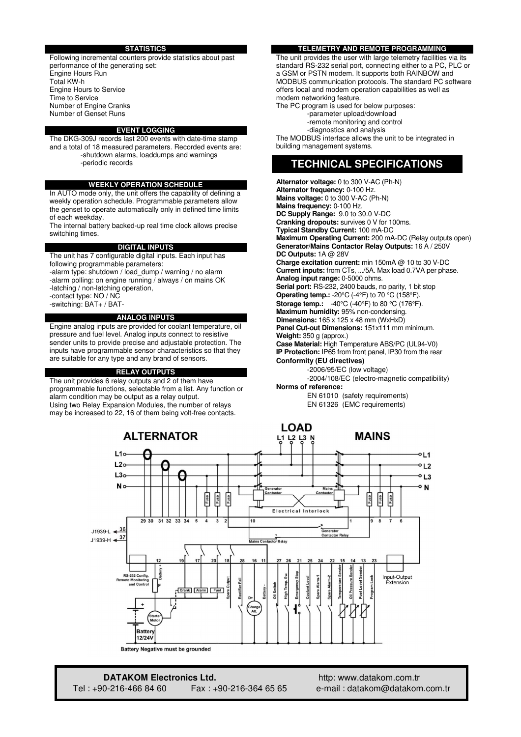## STATISTICS

Following incremental counters provide statistics about past performance of the generating set:
Engine Hours Run
Total KW-h
Engine Hours to Service
Time to Service
Number of Engine Cranks
Number of Genset Runs

## EVENT LOGGING

The DKG-309J records last 200 events with date-time stamp and a total of 18 measured parameters. Recorded events are:

- shutdown alarms, loaddumps and warnings
- periodic records

## WEEKLY OPERATION SCHEDULE

In AUTO mode only, the unit offers the capability of defining a weekly operation schedule. Programmable parameters allow the genset to operate automatically only in defined time limits of each weekday.

The internal battery backed-up real time clock allows precise switching times.

## DIGITAL INPUTS

The unit has 7 configurable digital inputs. Each input has following programmable parameters:
- alarm type: shutdown / load_dump / warning / no alarm
- alarm polling: on engine running / always / on mains OK
- latching / non-latching operation,
- contact type: NO / NC
- switching: BAT+ / BAT-

## ANALOG INPUTS

Engine analog inputs are provided for coolant temperature, oil pressure and fuel level. Analog inputs connect to resistive sender units to provide precise and adjustable protection. The inputs have programmable sensor characteristics so that they are suitable for any type and any brand of sensors.

## RELAY OUTPUTS

The unit provides 6 relay outputs and 2 of them have programmable functions, selectable from a list. Any function or alarm condition may be output as a relay output.
Using two Relay Expansion Modules, the number of relays may be increased to 22, 16 of them being volt-free contacts.

## TELEMETRY AND REMOTE PROGRAMMING

The unit provides the user with large telemetry facilities via its standard RS-232 serial port, connecting either to a PC, PLC or a GSM or PSTN modem. It supports both RAINBOW and MODBUS communication protocols. The standard PC software offers local and modem operation capabilities as well as modem networking feature.
The PC program is used for below purposes:

- parameter upload/download
- remote monitoring and control
- diagnostics and analysis

The MODBUS interface allows the unit to be integrated in building management systems.

# TECHNICAL SPECIFICATIONS

**Alternator voltage:** 0 to 300 V-AC (Ph-N)
**Alternator frequency:** 0-100 Hz.
**Mains voltage:** 0 to 300 V-AC (Ph-N)
**Mains frequency:** 0-100 Hz.
**DC Supply Range:** 9.0 to 30.0 V-DC
**Cranking dropouts:** survives 0 V for 100ms.
**Typical Standby Current:** 100 mA-DC
**Maximum Operating Current:** 200 mA-DC (Relay outputs open)
**Generator/Mains Contactor Relay Outputs:** 16 A / 250V
**DC Outputs:** 1A @ 28V
**Charge excitation current:** min 150mA @ 10 to 30 V-DC
**Current inputs:** from CTs, .../5A. Max load 0.7VA per phase.
**Analog input range:** 0-5000 ohms.
**Serial port:** RS-232, 2400 bauds, no parity, 1 bit stop
**Operating temp.:** -20°C (-4°F) to 70 °C (158°F).
**Storage temp.:** -40°C (-40°F) to 80 °C (176°F).
**Maximum humidity:** 95% non-condensing.
**Dimensions:** 165 x 125 x 48 mm (WxHxD)
**Panel Cut-out Dimensions:** 151x111 mm minimum.
**Weight:** 350 g (approx.)
**Case Material:** High Temperature ABS/PC (UL94-V0)
**IP Protection:** IP65 from front panel, IP30 from the rear
**Conformity (EU directives)**

- 2006/95/EC (low voltage)
- 2004/108/EC (electro-magnetic compatibility)

**Norms of reference:**

EN 61010 (safety requirements)
EN 61326 (EMC requirements)

ALTERNATOR
LOAD
L1 L2 L3 N
MAINS
Generator Contactor
Mains Contactor
Electrical Interlock
Fuse
Generator Contactor Relay
Mains Contactor Relay
J1939-L 36
J1939-H 37
RS-232 Config, Remote Monitoring and Control
Battery +
Crank
Alarm
Fuel
Spare Output
Rectifier Fail
Battery -
D+
Charge Alt.
Oil Switch
High Temp. Sw.
Emergency Stop
Coolant Level
Spare Alarm-1
Spare Alarm-2
Temperature Sender
Oil Pressure Sender
Fuel Level Sender
Program Lock
Input-Output Extension
Starter Motor
Battery 12/24V

Battery Negative must be grounded

**DATAKOM Electronics Ltd.** http: www.datakom.com.tr
Tel : +90-216-466 84 60 Fax : +90-216-364 65 65 e-mail : datakom@datakom.com.tr